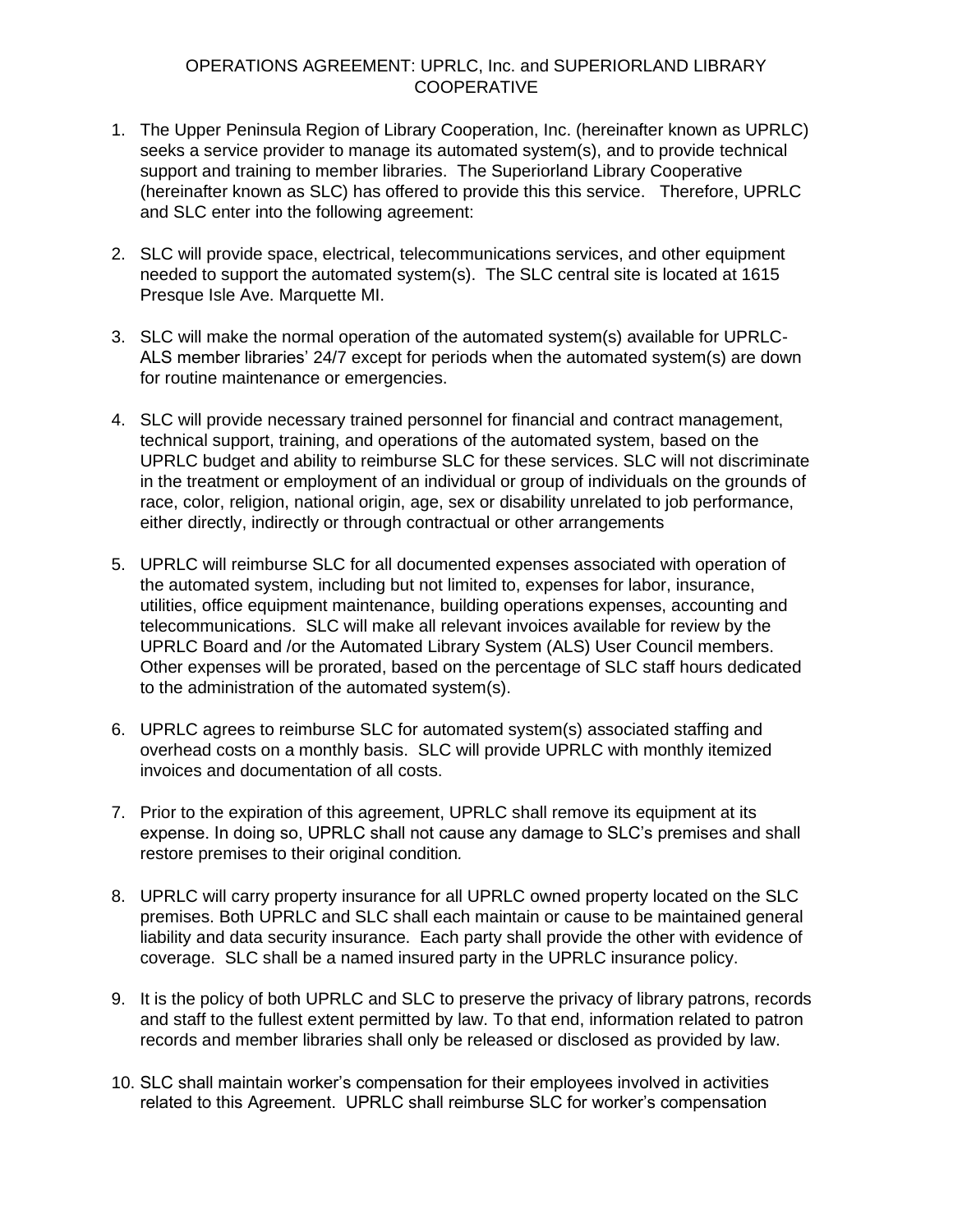# OPERATIONS AGREEMENT: UPRLC, Inc. and SUPERIORLAND LIBRARY COOPERATIVE

1. The Upper Peninsula Region of Library Cooperation, Inc. (hereinafter known as UPRLC) seeks a service provider to manage its automated system(s), and to provide technical support and training to member libraries. The Superiorland Library Cooperative (hereinafter known as SLC) has offered to provide this this service. Therefore, UPRLC and SLC enter into the following agreement:

2. SLC will provide space, electrical, telecommunications services, and other equipment needed to support the automated system(s). The SLC central site is located at 1615 Presque Isle Ave. Marquette MI.

3. SLC will make the normal operation of the automated system(s) available for UPRLC-ALS member libraries' 24/7 except for periods when the automated system(s) are down for routine maintenance or emergencies.

4. SLC will provide necessary trained personnel for financial and contract management, technical support, training, and operations of the automated system, based on the UPRLC budget and ability to reimburse SLC for these services. SLC will not discriminate in the treatment or employment of an individual or group of individuals on the grounds of race, color, religion, national origin, age, sex or disability unrelated to job performance, either directly, indirectly or through contractual or other arrangements

5. UPRLC will reimburse SLC for all documented expenses associated with operation of the automated system, including but not limited to, expenses for labor, insurance, utilities, office equipment maintenance, building operations expenses, accounting and telecommunications. SLC will make all relevant invoices available for review by the UPRLC Board and /or the Automated Library System (ALS) User Council members. Other expenses will be prorated, based on the percentage of SLC staff hours dedicated to the administration of the automated system(s).

6. UPRLC agrees to reimburse SLC for automated system(s) associated staffing and overhead costs on a monthly basis. SLC will provide UPRLC with monthly itemized invoices and documentation of all costs.

7. Prior to the expiration of this agreement, UPRLC shall remove its equipment at its expense. In doing so, UPRLC shall not cause any damage to SLC's premises and shall restore premises to their original condition*.*

8. UPRLC will carry property insurance for all UPRLC owned property located on the SLC premises. Both UPRLC and SLC shall each maintain or cause to be maintained general liability and data security insurance. Each party shall provide the other with evidence of coverage. SLC shall be a named insured party in the UPRLC insurance policy.

9. It is the policy of both UPRLC and SLC to preserve the privacy of library patrons, records and staff to the fullest extent permitted by law. To that end, information related to patron records and member libraries shall only be released or disclosed as provided by law.

10. SLC shall maintain worker's compensation for their employees involved in activities related to this Agreement. UPRLC shall reimburse SLC for worker's compensation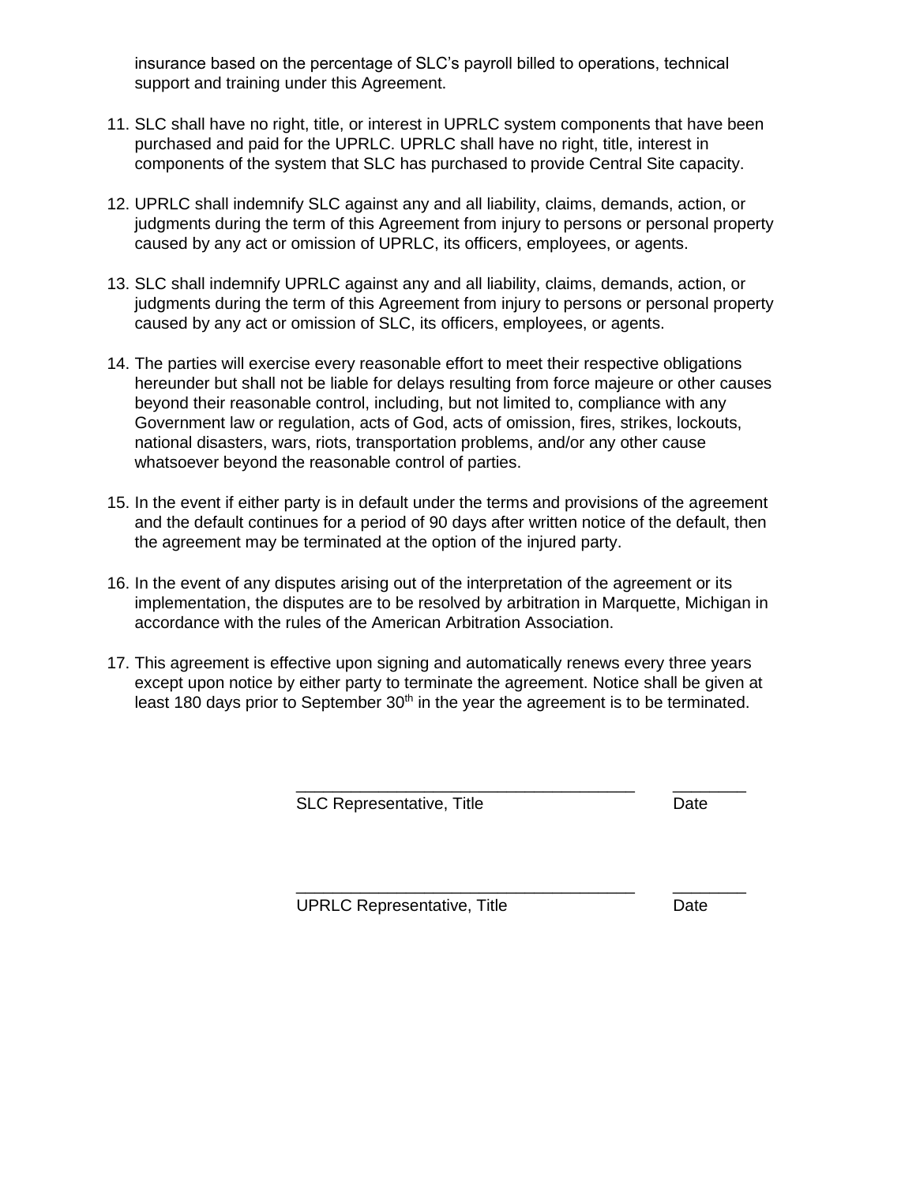insurance based on the percentage of SLC's payroll billed to operations, technical support and training under this Agreement.

11. SLC shall have no right, title, or interest in UPRLC system components that have been purchased and paid for the UPRLC. UPRLC shall have no right, title, interest in components of the system that SLC has purchased to provide Central Site capacity.

12. UPRLC shall indemnify SLC against any and all liability, claims, demands, action, or judgments during the term of this Agreement from injury to persons or personal property caused by any act or omission of UPRLC, its officers, employees, or agents.

13. SLC shall indemnify UPRLC against any and all liability, claims, demands, action, or judgments during the term of this Agreement from injury to persons or personal property caused by any act or omission of SLC, its officers, employees, or agents.

14. The parties will exercise every reasonable effort to meet their respective obligations hereunder but shall not be liable for delays resulting from force majeure or other causes beyond their reasonable control, including, but not limited to, compliance with any Government law or regulation, acts of God, acts of omission, fires, strikes, lockouts, national disasters, wars, riots, transportation problems, and/or any other cause whatsoever beyond the reasonable control of parties.

15. In the event if either party is in default under the terms and provisions of the agreement and the default continues for a period of 90 days after written notice of the default, then the agreement may be terminated at the option of the injured party.

16. In the event of any disputes arising out of the interpretation of the agreement or its implementation, the disputes are to be resolved by arbitration in Marquette, Michigan in accordance with the rules of the American Arbitration Association.

17. This agreement is effective upon signing and automatically renews every three years except upon notice by either party to terminate the agreement. Notice shall be given at least 180 days prior to September 30th in the year the agreement is to be terminated.

_____________________________________ ________
SLC Representative, Title Date

_____________________________________ ________
UPRLC Representative, Title Date